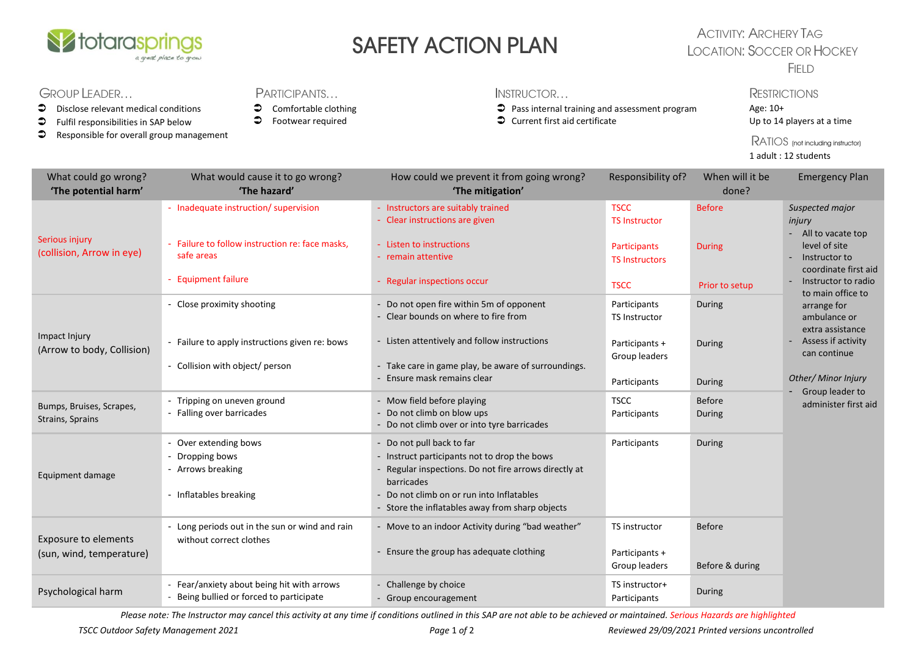totarasprings — a great place to grow

# SAFETY ACTION PLAN

**Activity:** Archery Tag
**Location:** Soccer or Hockey Field

## Group Leader…
- Disclose relevant medical conditions
- Fulfil responsibilities in SAP below
- Responsible for overall group management

## Participants…
- Comfortable clothing
- Footwear required

## Instructor…
- Pass internal training and assessment program
- Current first aid certificate

## Restrictions
Age: 10+
Up to 14 players at a time

## Ratios (not including instructor)
1 adult : 12 students

| What could go wrong? 'The potential harm' | What would cause it to go wrong? 'The hazard' | How could we prevent it from going wrong? 'The mitigation' | Responsibility of? | When will it be done? | Emergency Plan |
|---|---|---|---|---|---|
| Serious injury (collision, Arrow in eye) | - Inadequate instruction/ supervision<br>- Failure to follow instruction re: face masks, safe areas<br>- Equipment failure | - Instructors are suitably trained<br>- Clear instructions are given<br>- Listen to instructions<br>- remain attentive<br>- Regular inspections occur | TSCC<br>TS Instructor<br>Participants<br>TS Instructors<br>TSCC | Before<br>During<br>Prior to setup | *Suspected major injury*<br>- All to vacate top level of site<br>- Instructor to coordinate first aid<br>- Instructor to radio to main office to arrange for ambulance or extra assistance<br>- Assess if activity can continue<br><br>*Other/ Minor Injury*<br>- Group leader to administer first aid |
| Impact Injury (Arrow to body, Collision) | - Close proximity shooting<br>- Failure to apply instructions given re: bows<br>- Collision with object/ person | - Do not open fire within 5m of opponent<br>- Clear bounds on where to fire from<br>- Listen attentively and follow instructions<br>- Take care in game play, be aware of surroundings.<br>- Ensure mask remains clear | Participants<br>TS Instructor<br>Participants + Group leaders<br>Participants | During<br>During<br>During | |
| Bumps, Bruises, Scrapes, Strains, Sprains | - Tripping on uneven ground<br>- Falling over barricades | - Mow field before playing<br>- Do not climb on blow ups<br>- Do not climb over or into tyre barricades | TSCC<br>Participants | Before<br>During | |
| Equipment damage | - Over extending bows<br>- Dropping bows<br>- Arrows breaking<br>- Inflatables breaking | - Do not pull back to far<br>- Instruct participants not to drop the bows<br>- Regular inspections. Do not fire arrows directly at barricades<br>- Do not climb on or run into Inflatables<br>- Store the inflatables away from sharp objects | Participants | During | |
| Exposure to elements (sun, wind, temperature) | - Long periods out in the sun or wind and rain without correct clothes | - Move to an indoor Activity during "bad weather"<br>- Ensure the group has adequate clothing | TS instructor<br>Participants + Group leaders | Before<br>Before & during | |
| Psychological harm | - Fear/anxiety about being hit with arrows<br>- Being bullied or forced to participate | - Challenge by choice<br>- Group encouragement | TS instructor+ Participants | During | |

*Please note: The Instructor may cancel this activity at any time if conditions outlined in this SAP are not able to be achieved or maintained. Serious Hazards are highlighted*

*TSCC Outdoor Safety Management 2021* | *Reviewed 29/09/2021 Printed versions uncontrolled*